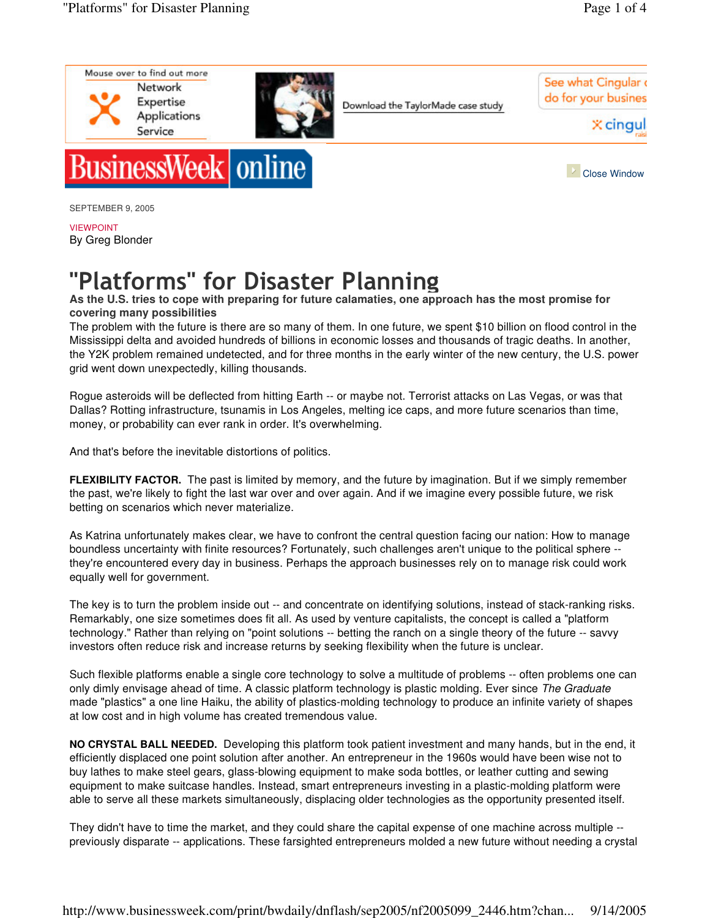SEPTEMBER 9, 2005

VIEWPOINT

By Greg Blonder

# "Platforms" for Disaster Planning

**As the U.S. tries to cope with preparing for future calamaties, one approach has the most promise for covering many possibilities**

The problem with the future is there are so many of them. In one future, we spent $10 billion on flood control in the Mississippi delta and avoided hundreds of billions in economic losses and thousands of tragic deaths. In another, the Y2K problem remained undetected, and for three months in the early winter of the new century, the U.S. power grid went down unexpectedly, killing thousands.

Rogue asteroids will be deflected from hitting Earth -- or maybe not. Terrorist attacks on Las Vegas, or was that Dallas? Rotting infrastructure, tsunamis in Los Angeles, melting ice caps, and more future scenarios than time, money, or probability can ever rank in order. It's overwhelming.

And that's before the inevitable distortions of politics.

**FLEXIBILITY FACTOR.** The past is limited by memory, and the future by imagination. But if we simply remember the past, we're likely to fight the last war over and over again. And if we imagine every possible future, we risk betting on scenarios which never materialize.

As Katrina unfortunately makes clear, we have to confront the central question facing our nation: How to manage boundless uncertainty with finite resources? Fortunately, such challenges aren't unique to the political sphere -- they're encountered every day in business. Perhaps the approach businesses rely on to manage risk could work equally well for government.

The key is to turn the problem inside out -- and concentrate on identifying solutions, instead of stack-ranking risks. Remarkably, one size sometimes does fit all. As used by venture capitalists, the concept is called a "platform technology." Rather than relying on "point solutions -- betting the ranch on a single theory of the future -- savvy investors often reduce risk and increase returns by seeking flexibility when the future is unclear.

Such flexible platforms enable a single core technology to solve a multitude of problems -- often problems one can only dimly envisage ahead of time. A classic platform technology is plastic molding. Ever since *The Graduate* made "plastics" a one line Haiku, the ability of plastics-molding technology to produce an infinite variety of shapes at low cost and in high volume has created tremendous value.

**NO CRYSTAL BALL NEEDED.** Developing this platform took patient investment and many hands, but in the end, it efficiently displaced one point solution after another. An entrepreneur in the 1960s would have been wise not to buy lathes to make steel gears, glass-blowing equipment to make soda bottles, or leather cutting and sewing equipment to make suitcase handles. Instead, smart entrepreneurs investing in a plastic-molding platform were able to serve all these markets simultaneously, displacing older technologies as the opportunity presented itself.

They didn't have to time the market, and they could share the capital expense of one machine across multiple -- previously disparate -- applications. These farsighted entrepreneurs molded a new future without needing a crystal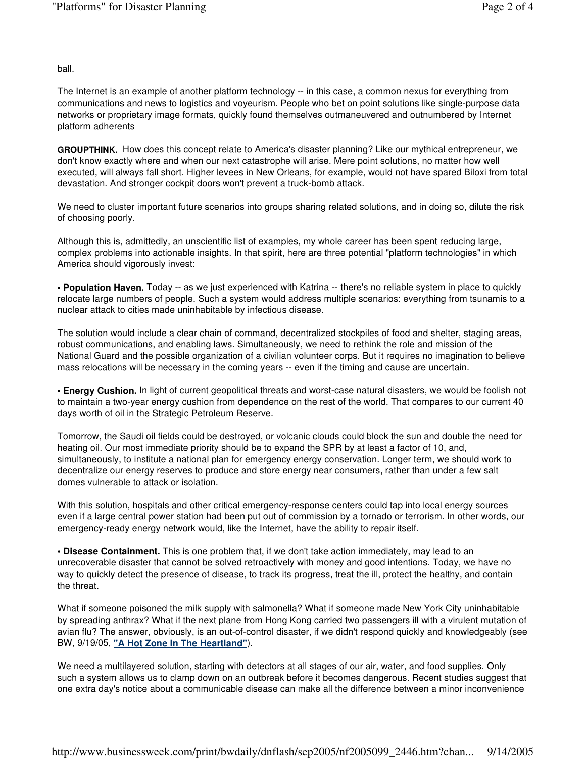ball.

The Internet is an example of another platform technology -- in this case, a common nexus for everything from communications and news to logistics and voyeurism. People who bet on point solutions like single-purpose data networks or proprietary image formats, quickly found themselves outmaneuvered and outnumbered by Internet platform adherents

**GROUPTHINK.** How does this concept relate to America's disaster planning? Like our mythical entrepreneur, we don't know exactly where and when our next catastrophe will arise. Mere point solutions, no matter how well executed, will always fall short. Higher levees in New Orleans, for example, would not have spared Biloxi from total devastation. And stronger cockpit doors won't prevent a truck-bomb attack.

We need to cluster important future scenarios into groups sharing related solutions, and in doing so, dilute the risk of choosing poorly.

Although this is, admittedly, an unscientific list of examples, my whole career has been spent reducing large, complex problems into actionable insights. In that spirit, here are three potential "platform technologies" in which America should vigorously invest:

• **Population Haven.** Today -- as we just experienced with Katrina -- there's no reliable system in place to quickly relocate large numbers of people. Such a system would address multiple scenarios: everything from tsunamis to a nuclear attack to cities made uninhabitable by infectious disease.

The solution would include a clear chain of command, decentralized stockpiles of food and shelter, staging areas, robust communications, and enabling laws. Simultaneously, we need to rethink the role and mission of the National Guard and the possible organization of a civilian volunteer corps. But it requires no imagination to believe mass relocations will be necessary in the coming years -- even if the timing and cause are uncertain.

• **Energy Cushion.** In light of current geopolitical threats and worst-case natural disasters, we would be foolish not to maintain a two-year energy cushion from dependence on the rest of the world. That compares to our current 40 days worth of oil in the Strategic Petroleum Reserve.

Tomorrow, the Saudi oil fields could be destroyed, or volcanic clouds could block the sun and double the need for heating oil. Our most immediate priority should be to expand the SPR by at least a factor of 10, and, simultaneously, to institute a national plan for emergency energy conservation. Longer term, we should work to decentralize our energy reserves to produce and store energy near consumers, rather than under a few salt domes vulnerable to attack or isolation.

With this solution, hospitals and other critical emergency-response centers could tap into local energy sources even if a large central power station had been put out of commission by a tornado or terrorism. In other words, our emergency-ready energy network would, like the Internet, have the ability to repair itself.

• **Disease Containment.** This is one problem that, if we don't take action immediately, may lead to an unrecoverable disaster that cannot be solved retroactively with money and good intentions. Today, we have no way to quickly detect the presence of disease, to track its progress, treat the ill, protect the healthy, and contain the threat.

What if someone poisoned the milk supply with salmonella? What if someone made New York City uninhabitable by spreading anthrax? What if the next plane from Hong Kong carried two passengers ill with a virulent mutation of avian flu? The answer, obviously, is an out-of-control disaster, if we didn't respond quickly and knowledgeably (see BW, 9/19/05, **"A Hot Zone In The Heartland"**).

We need a multilayered solution, starting with detectors at all stages of our air, water, and food supplies. Only such a system allows us to clamp down on an outbreak before it becomes dangerous. Recent studies suggest that one extra day's notice about a communicable disease can make all the difference between a minor inconvenience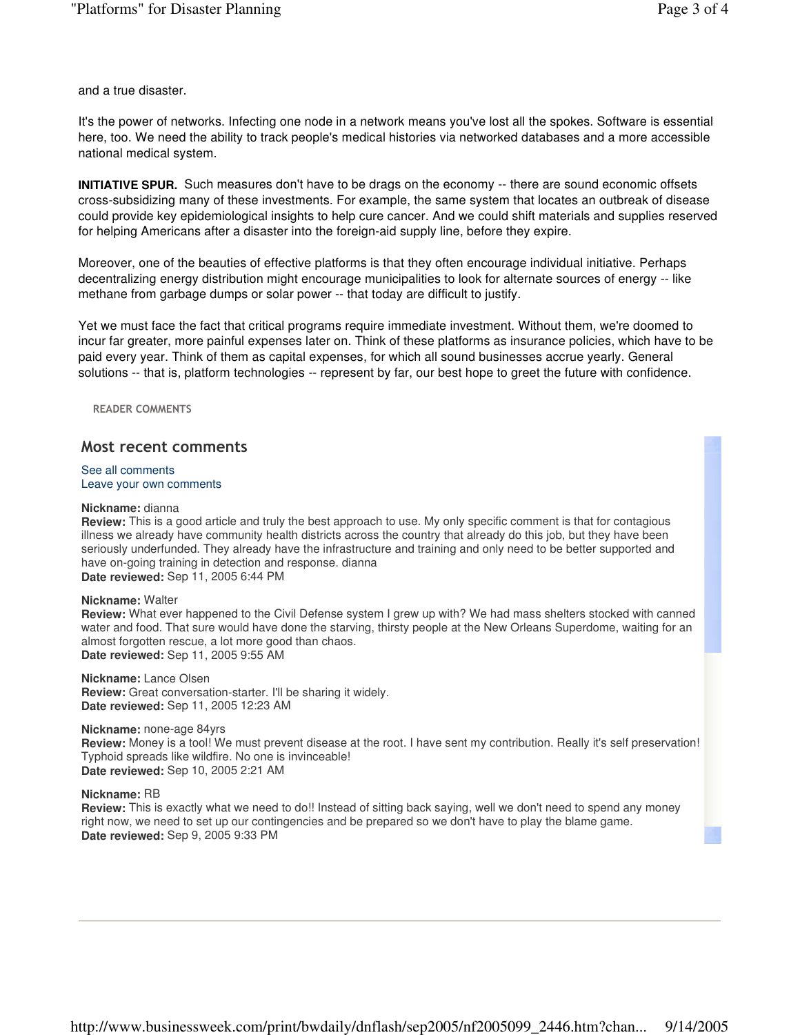and a true disaster.

It's the power of networks. Infecting one node in a network means you've lost all the spokes. Software is essential here, too. We need the ability to track people's medical histories via networked databases and a more accessible national medical system.

**INITIATIVE SPUR.** Such measures don't have to be drags on the economy -- there are sound economic offsets cross-subsidizing many of these investments. For example, the same system that locates an outbreak of disease could provide key epidemiological insights to help cure cancer. And we could shift materials and supplies reserved for helping Americans after a disaster into the foreign-aid supply line, before they expire.

Moreover, one of the beauties of effective platforms is that they often encourage individual initiative. Perhaps decentralizing energy distribution might encourage municipalities to look for alternate sources of energy -- like methane from garbage dumps or solar power -- that today are difficult to justify.

Yet we must face the fact that critical programs require immediate investment. Without them, we're doomed to incur far greater, more painful expenses later on. Think of these platforms as insurance policies, which have to be paid every year. Think of them as capital expenses, for which all sound businesses accrue yearly. General solutions -- that is, platform technologies -- represent by far, our best hope to greet the future with confidence.

READER COMMENTS

## Most recent comments

See all comments
Leave your own comments

**Nickname:** dianna
**Review:** This is a good article and truly the best approach to use. My only specific comment is that for contagious illness we already have community health districts across the country that already do this job, but they have been seriously underfunded. They already have the infrastructure and training and only need to be better supported and have on-going training in detection and response. dianna
**Date reviewed:** Sep 11, 2005 6:44 PM

**Nickname:** Walter
**Review:** What ever happened to the Civil Defense system I grew up with? We had mass shelters stocked with canned water and food. That sure would have done the starving, thirsty people at the New Orleans Superdome, waiting for an almost forgotten rescue, a lot more good than chaos.
**Date reviewed:** Sep 11, 2005 9:55 AM

**Nickname:** Lance Olsen
**Review:** Great conversation-starter. I'll be sharing it widely.
**Date reviewed:** Sep 11, 2005 12:23 AM

**Nickname:** none-age 84yrs
**Review:** Money is a tool! We must prevent disease at the root. I have sent my contribution. Really it's self preservation! Typhoid spreads like wildfire. No one is invinceable!
**Date reviewed:** Sep 10, 2005 2:21 AM

**Nickname:** RB
**Review:** This is exactly what we need to do!! Instead of sitting back saying, well we don't need to spend any money right now, we need to set up our contingencies and be prepared so we don't have to play the blame game.
**Date reviewed:** Sep 9, 2005 9:33 PM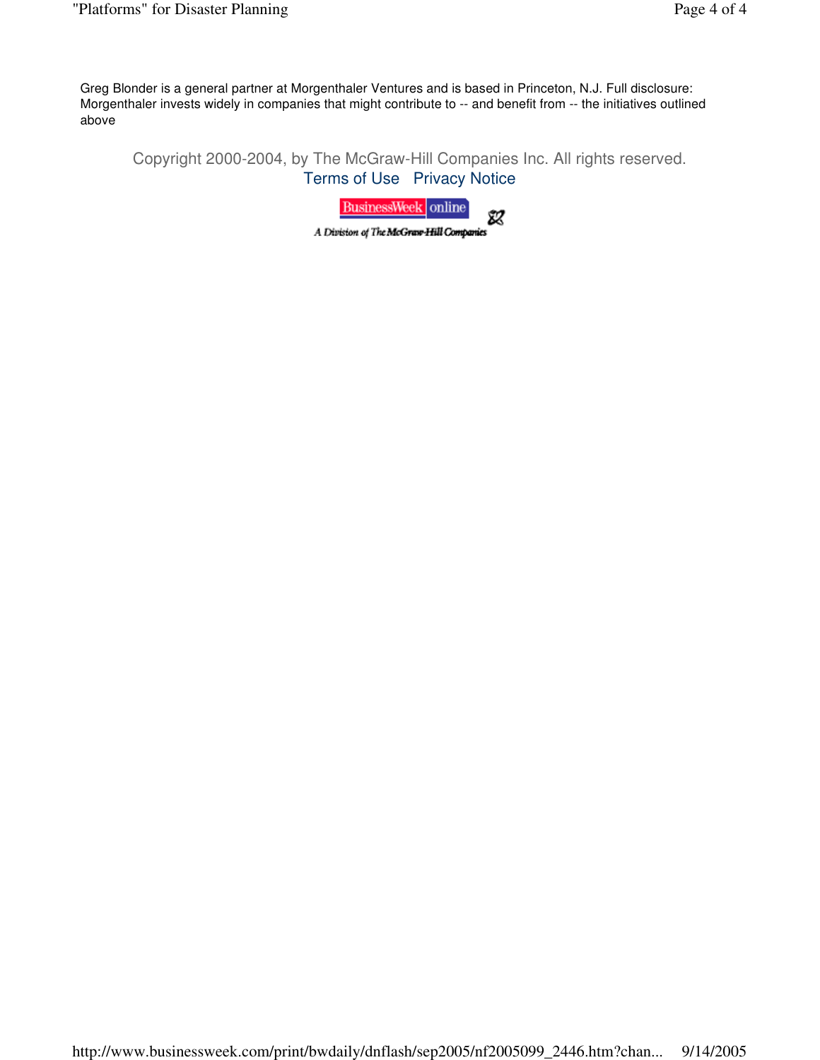Greg Blonder is a general partner at Morgenthaler Ventures and is based in Princeton, N.J. Full disclosure: Morgenthaler invests widely in companies that might contribute to -- and benefit from -- the initiatives outlined above

Copyright 2000-2004, by The McGraw-Hill Companies Inc. All rights reserved.
Terms of Use Privacy Notice

BusinessWeek online

A Division of The McGraw-Hill Companies